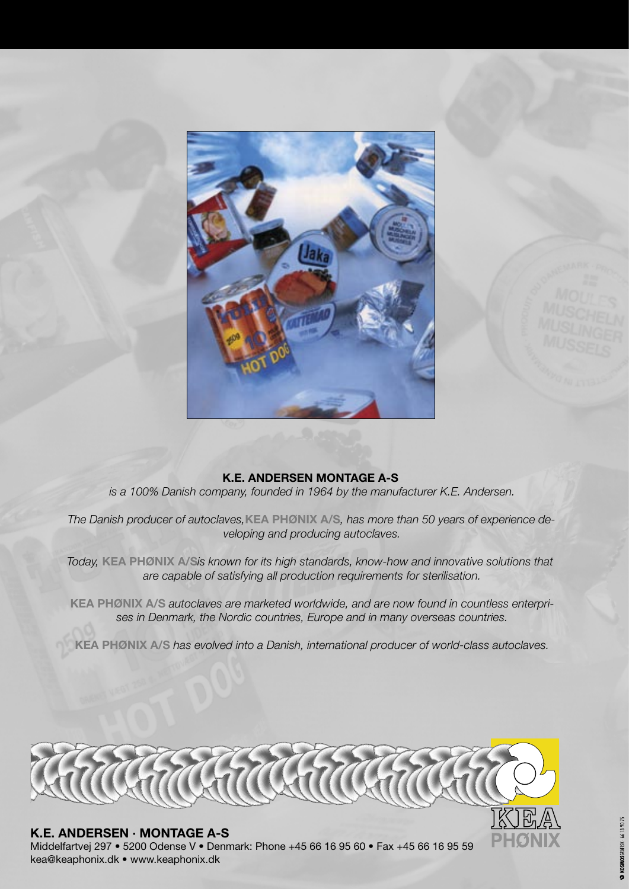**K.E. ANDERSEN MONTAGE A-S**

*is a 100% Danish company, founded in 1964 by the manufacturer K.E. Andersen.*

*The Danish producer of autoclaves,* **KEA PHØNIX A/S**, *has more than 50 years of experience developing and producing autoclaves.*

*Today,* **KEA PHØNIX A/S** *is known for its high standards, know-how and innovative solutions that are capable of satisfying all production requirements for sterilisation.*

**KEA PHØNIX A/S** *autoclaves are marketed worldwide, and are now found in countless enterprises in Denmark, the Nordic countries, Europe and in many overseas countries.*

**KEA PHØNIX A/S** *has evolved into a Danish, international producer of world-class autoclaves.*

KEA PHØNIX

**K.E. ANDERSEN · MONTAGE A-S**
Middelfartvej 297 • 5200 Odense V • Denmark: Phone +45 66 16 95 60 • Fax +45 66 16 95 59
kea@keaphonix.dk • www.keaphonix.dk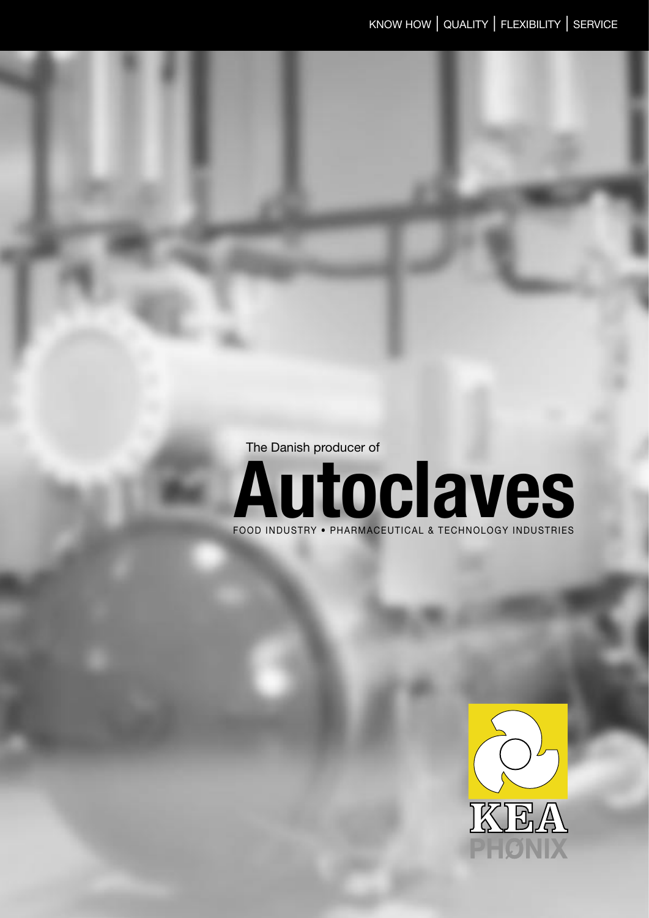KNOW HOW | QUALITY | FLEXIBILITY | SERVICE

The Danish producer of

# Autoclaves

FOOD INDUSTRY • PHARMACEUTICAL & TECHNOLOGY INDUSTRIES

KEA PHØNIX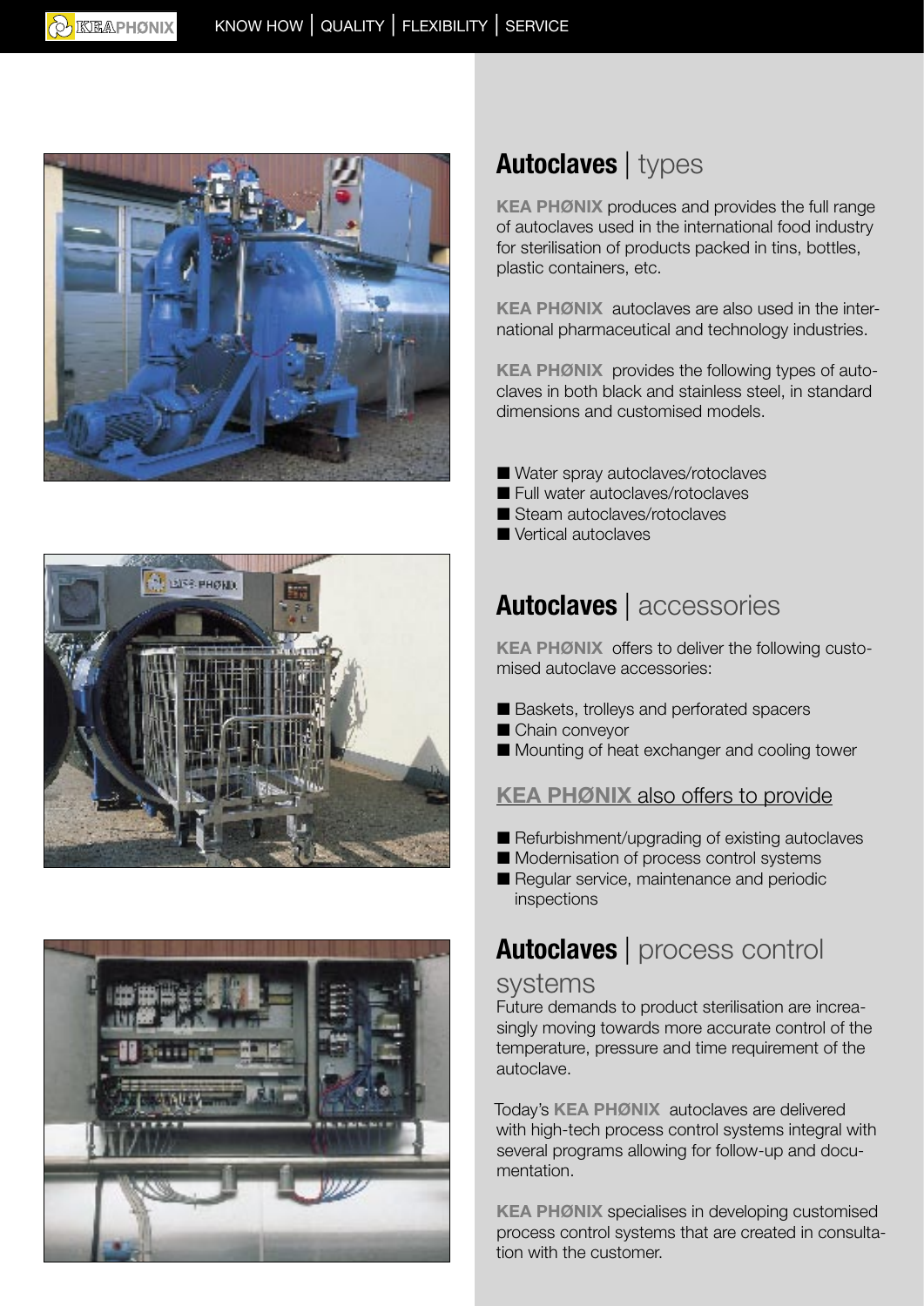## Autoclaves | types

**KEA PHØNIX** produces and provides the full range of autoclaves used in the international food industry for sterilisation of products packed in tins, bottles, plastic containers, etc.

**KEA PHØNIX** autoclaves are also used in the international pharmaceutical and technology industries.

**KEA PHØNIX** provides the following types of autoclaves in both black and stainless steel, in standard dimensions and customised models.

- Water spray autoclaves/rotoclaves
- Full water autoclaves/rotoclaves
- Steam autoclaves/rotoclaves
- Vertical autoclaves

## Autoclaves | accessories

**KEA PHØNIX** offers to deliver the following customised autoclave accessories:

- Baskets, trolleys and perforated spacers
- Chain conveyor
- Mounting of heat exchanger and cooling tower

### KEA PHØNIX also offers to provide

- Refurbishment/upgrading of existing autoclaves
- Modernisation of process control systems
- Regular service, maintenance and periodic inspections

## Autoclaves | process control systems

Future demands to product sterilisation are increasingly moving towards more accurate control of the temperature, pressure and time requirement of the autoclave.

Today's **KEA PHØNIX** autoclaves are delivered with high-tech process control systems integral with several programs allowing for follow-up and documentation.

**KEA PHØNIX** specialises in developing customised process control systems that are created in consultation with the customer.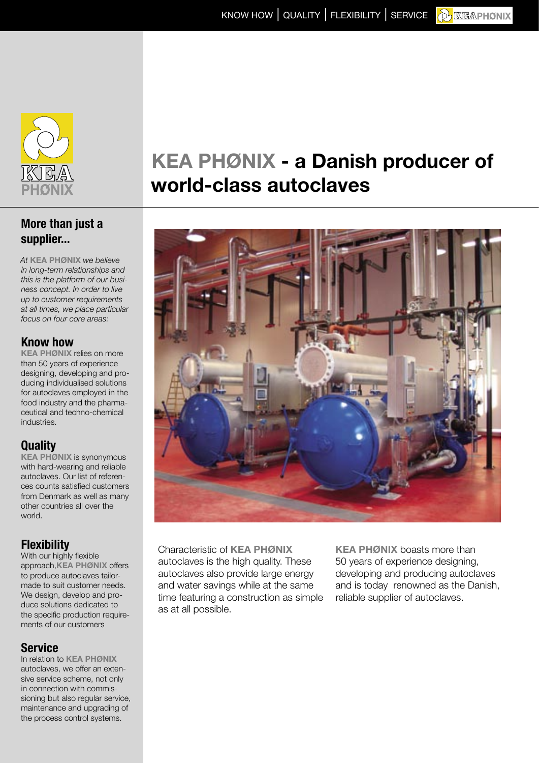# KEA PHØNIX - a Danish producer of world-class autoclaves

## More than just a supplier...

*At **KEA PHØNIX** we believe in long-term relationships and this is the platform of our business concept. In order to live up to customer requirements at all times, we place particular focus on four core areas:*

### Know how

**KEA PHØNIX** relies on more than 50 years of experience designing, developing and producing individualised solutions for autoclaves employed in the food industry and the pharmaceutical and techno-chemical industries.

### Quality

**KEA PHØNIX** is synonymous with hard-wearing and reliable autoclaves. Our list of references counts satisfied customers from Denmark as well as many other countries all over the world.

### Flexibility

With our highly flexible approach,**KEA PHØNIX** offers to produce autoclaves tailor-made to suit customer needs. We design, develop and produce solutions dedicated to the specific production requirements of our customers

### Service

In relation to **KEA PHØNIX** autoclaves, we offer an extensive service scheme, not only in connection with commissioning but also regular service, maintenance and upgrading of the process control systems.

Characteristic of **KEA PHØNIX** autoclaves is the high quality. These autoclaves also provide large energy and water savings while at the same time featuring a construction as simple as at all possible.

**KEA PHØNIX** boasts more than 50 years of experience designing, developing and producing autoclaves and is today renowned as the Danish, reliable supplier of autoclaves.